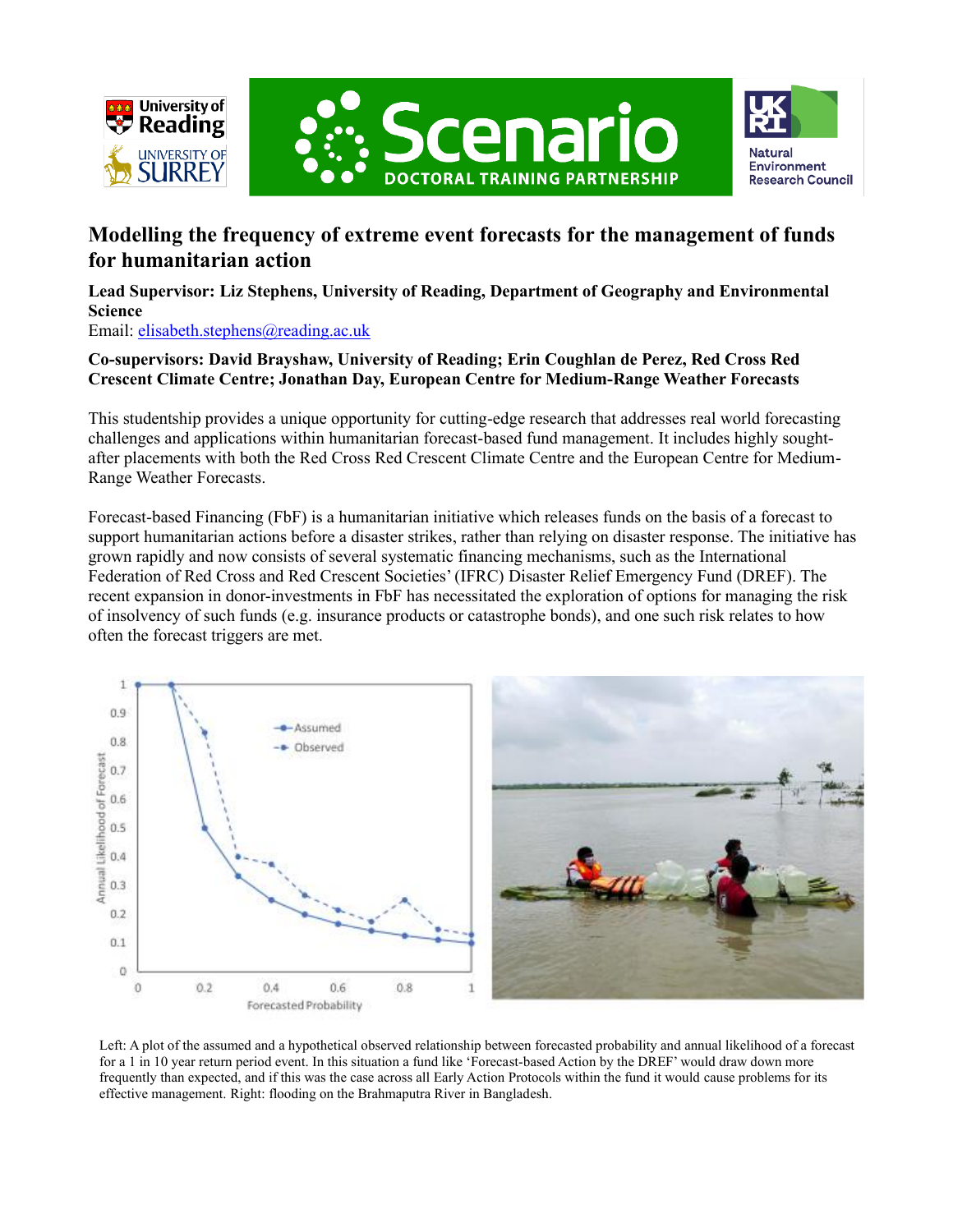# Modelling the frequency of extreme event forecasts for the management of funds for humanitarian action

**Lead Supervisor: Liz Stephens, University of Reading, Department of Geography and Environmental Science**
Email: elisabeth.stephens@reading.ac.uk

**Co-supervisors: David Brayshaw, University of Reading; Erin Coughlan de Perez, Red Cross Red Crescent Climate Centre; Jonathan Day, European Centre for Medium-Range Weather Forecasts**

This studentship provides a unique opportunity for cutting-edge research that addresses real world forecasting challenges and applications within humanitarian forecast-based fund management. It includes highly sought-after placements with both the Red Cross Red Crescent Climate Centre and the European Centre for Medium-Range Weather Forecasts.

Forecast-based Financing (FbF) is a humanitarian initiative which releases funds on the basis of a forecast to support humanitarian actions before a disaster strikes, rather than relying on disaster response. The initiative has grown rapidly and now consists of several systematic financing mechanisms, such as the International Federation of Red Cross and Red Crescent Societies' (IFRC) Disaster Relief Emergency Fund (DREF). The recent expansion in donor-investments in FbF has necessitated the exploration of options for managing the risk of insolvency of such funds (e.g. insurance products or catastrophe bonds), and one such risk relates to how often the forecast triggers are met.

Left: A plot of the assumed and a hypothetical observed relationship between forecasted probability and annual likelihood of a forecast for a 1 in 10 year return period event. In this situation a fund like 'Forecast-based Action by the DREF' would draw down more frequently than expected, and if this was the case across all Early Action Protocols within the fund it would cause problems for its effective management. Right: flooding on the Brahmaputra River in Bangladesh.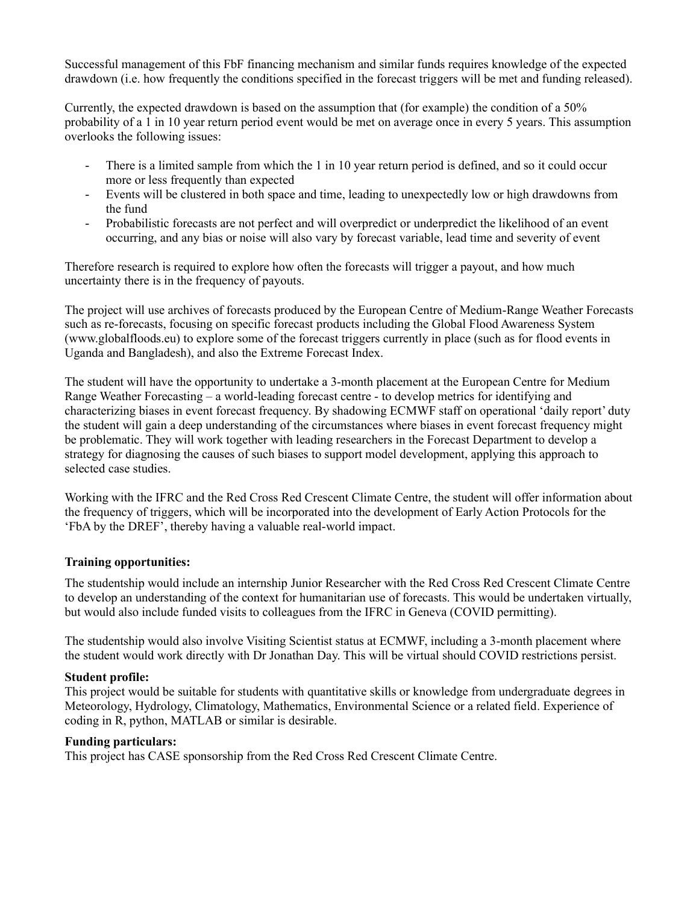Successful management of this FbF financing mechanism and similar funds requires knowledge of the expected drawdown (i.e. how frequently the conditions specified in the forecast triggers will be met and funding released).

Currently, the expected drawdown is based on the assumption that (for example) the condition of a 50% probability of a 1 in 10 year return period event would be met on average once in every 5 years. This assumption overlooks the following issues:

- There is a limited sample from which the 1 in 10 year return period is defined, and so it could occur more or less frequently than expected
- Events will be clustered in both space and time, leading to unexpectedly low or high drawdowns from the fund
- Probabilistic forecasts are not perfect and will overpredict or underpredict the likelihood of an event occurring, and any bias or noise will also vary by forecast variable, lead time and severity of event

Therefore research is required to explore how often the forecasts will trigger a payout, and how much uncertainty there is in the frequency of payouts.

The project will use archives of forecasts produced by the European Centre of Medium-Range Weather Forecasts such as re-forecasts, focusing on specific forecast products including the Global Flood Awareness System (www.globalfloods.eu) to explore some of the forecast triggers currently in place (such as for flood events in Uganda and Bangladesh), and also the Extreme Forecast Index.

The student will have the opportunity to undertake a 3-month placement at the European Centre for Medium Range Weather Forecasting – a world-leading forecast centre - to develop metrics for identifying and characterizing biases in event forecast frequency. By shadowing ECMWF staff on operational 'daily report' duty the student will gain a deep understanding of the circumstances where biases in event forecast frequency might be problematic. They will work together with leading researchers in the Forecast Department to develop a strategy for diagnosing the causes of such biases to support model development, applying this approach to selected case studies.

Working with the IFRC and the Red Cross Red Crescent Climate Centre, the student will offer information about the frequency of triggers, which will be incorporated into the development of Early Action Protocols for the 'FbA by the DREF', thereby having a valuable real-world impact.

**Training opportunities:**

The studentship would include an internship Junior Researcher with the Red Cross Red Crescent Climate Centre to develop an understanding of the context for humanitarian use of forecasts. This would be undertaken virtually, but would also include funded visits to colleagues from the IFRC in Geneva (COVID permitting).

The studentship would also involve Visiting Scientist status at ECMWF, including a 3-month placement where the student would work directly with Dr Jonathan Day. This will be virtual should COVID restrictions persist.

**Student profile:**

This project would be suitable for students with quantitative skills or knowledge from undergraduate degrees in Meteorology, Hydrology, Climatology, Mathematics, Environmental Science or a related field. Experience of coding in R, python, MATLAB or similar is desirable.

**Funding particulars:**

This project has CASE sponsorship from the Red Cross Red Crescent Climate Centre.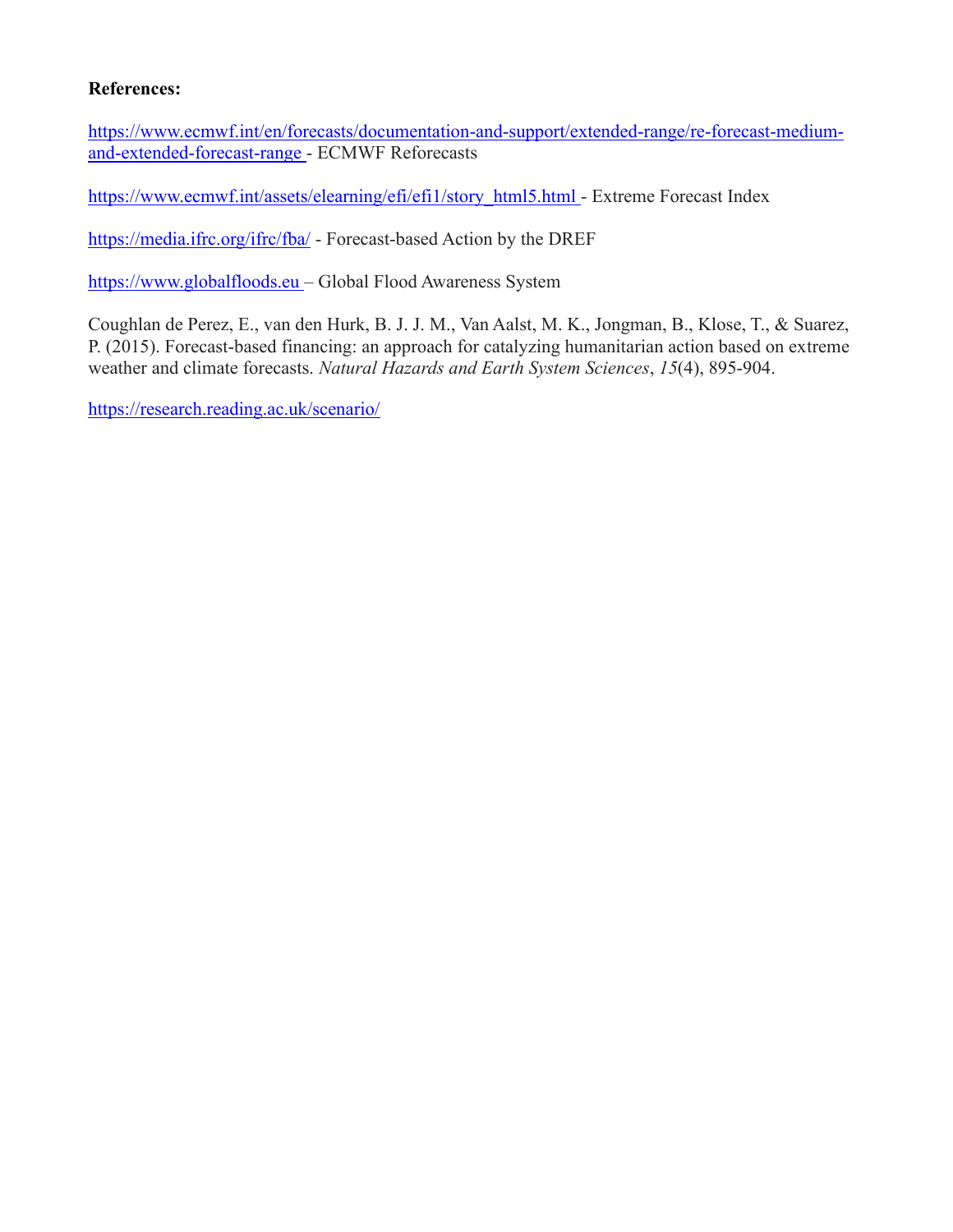**References:**

https://www.ecmwf.int/en/forecasts/documentation-and-support/extended-range/re-forecast-medium-and-extended-forecast-range - ECMWF Reforecasts

https://www.ecmwf.int/assets/elearning/efi/efi1/story_html5.html - Extreme Forecast Index

https://media.ifrc.org/ifrc/fba/ - Forecast-based Action by the DREF

https://www.globalfloods.eu – Global Flood Awareness System

Coughlan de Perez, E., van den Hurk, B. J. J. M., Van Aalst, M. K., Jongman, B., Klose, T., & Suarez, P. (2015). Forecast-based financing: an approach for catalyzing humanitarian action based on extreme weather and climate forecasts. *Natural Hazards and Earth System Sciences*, *15*(4), 895-904.

https://research.reading.ac.uk/scenario/